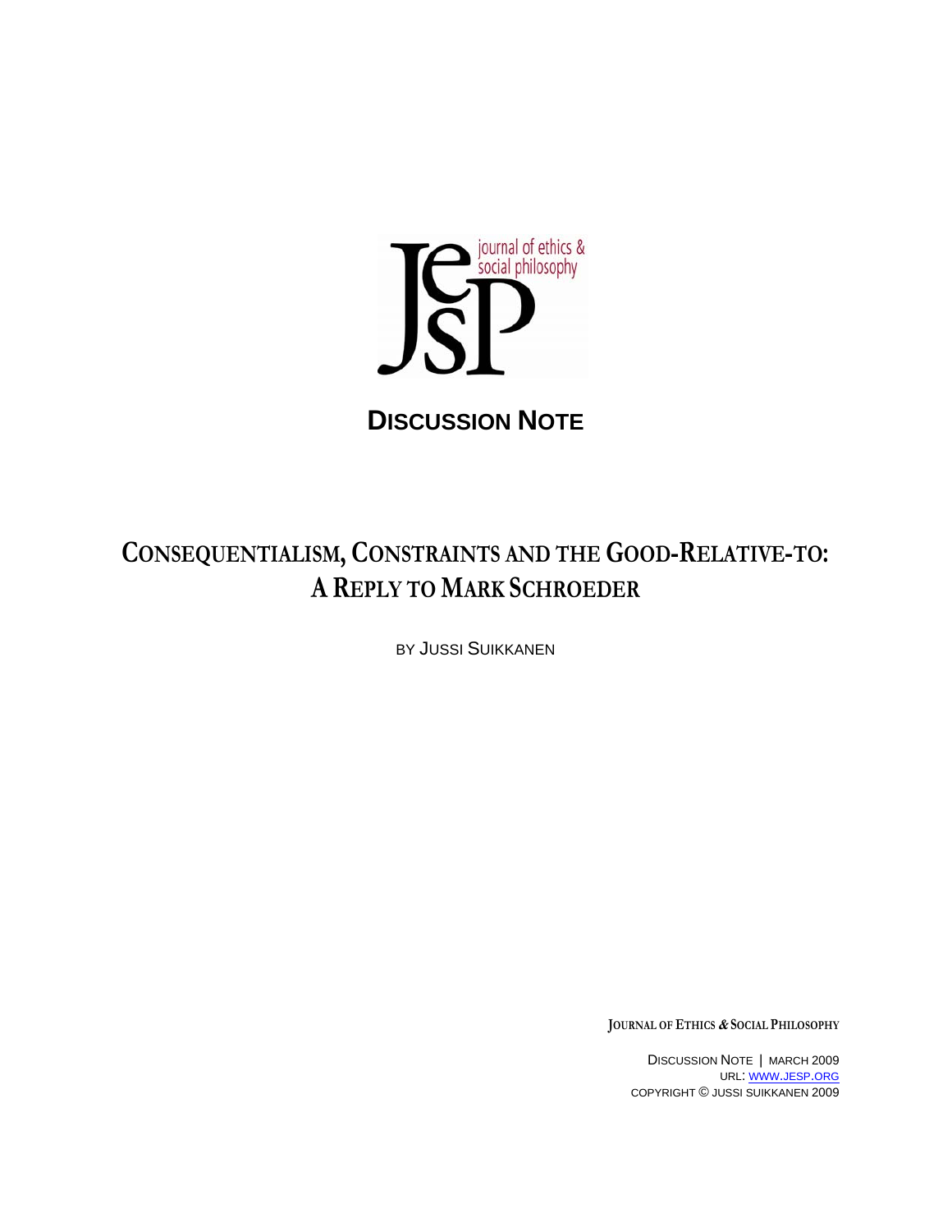journal of ethics & social philosophy

**DISCUSSION NOTE**

# CONSEQUENTIALISM, CONSTRAINTS AND THE GOOD-RELATIVE-TO: A REPLY TO MARK SCHROEDER

BY JUSSI SUIKKANEN

JOURNAL OF ETHICS & SOCIAL PHILOSOPHY

DISCUSSION NOTE | MARCH 2009
URL: WWW.JESP.ORG
COPYRIGHT © JUSSI SUIKKANEN 2009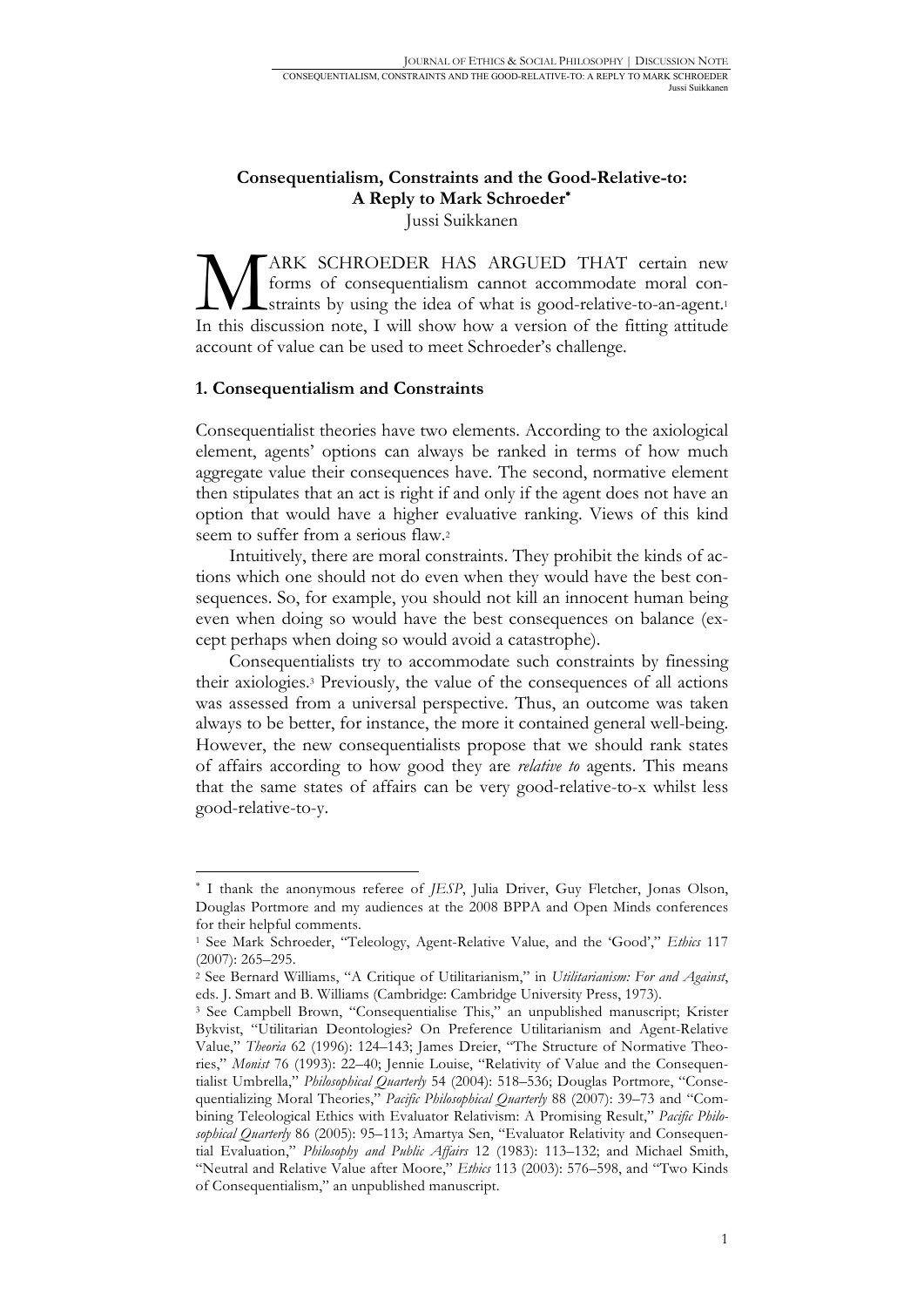# Consequentialism, Constraints and the Good-Relative-to: A Reply to Mark Schroeder*

Jussi Suikkanen

MARK SCHROEDER HAS ARGUED THAT certain new forms of consequentialism cannot accommodate moral constraints by using the idea of what is good-relative-to-an-agent.[1] In this discussion note, I will show how a version of the fitting attitude account of value can be used to meet Schroeder's challenge.

## 1. Consequentialism and Constraints

Consequentialist theories have two elements. According to the axiological element, agents' options can always be ranked in terms of how much aggregate value their consequences have. The second, normative element then stipulates that an act is right if and only if the agent does not have an option that would have a higher evaluative ranking. Views of this kind seem to suffer from a serious flaw.[2]

Intuitively, there are moral constraints. They prohibit the kinds of actions which one should not do even when they would have the best consequences. So, for example, you should not kill an innocent human being even when doing so would have the best consequences on balance (except perhaps when doing so would avoid a catastrophe).

Consequentialists try to accommodate such constraints by finessing their axiologies.[3] Previously, the value of the consequences of all actions was assessed from a universal perspective. Thus, an outcome was taken always to be better, for instance, the more it contained general well-being. However, the new consequentialists propose that we should rank states of affairs according to how good they are *relative to* agents. This means that the same states of affairs can be very good-relative-to-x whilst less good-relative-to-y.

---

* I thank the anonymous referee of *JESP*, Julia Driver, Guy Fletcher, Jonas Olson, Douglas Portmore and my audiences at the 2008 BPPA and Open Minds conferences for their helpful comments.

[1] See Mark Schroeder, "Teleology, Agent-Relative Value, and the 'Good'," *Ethics* 117 (2007): 265–295.

[2] See Bernard Williams, "A Critique of Utilitarianism," in *Utilitarianism: For and Against*, eds. J. Smart and B. Williams (Cambridge: Cambridge University Press, 1973).

[3] See Campbell Brown, "Consequentialise This," an unpublished manuscript; Krister Bykvist, "Utilitarian Deontologies? On Preference Utilitarianism and Agent-Relative Value," *Theoria* 62 (1996): 124–143; James Dreier, "The Structure of Normative Theories," *Monist* 76 (1993): 22–40; Jennie Louise, "Relativity of Value and the Consequentialist Umbrella," *Philosophical Quarterly* 54 (2004): 518–536; Douglas Portmore, "Consequentializing Moral Theories," *Pacific Philosophical Quarterly* 88 (2007): 39–73 and "Combining Teleological Ethics with Evaluator Relativism: A Promising Result," *Pacific Philosophical Quarterly* 86 (2005): 95–113; Amartya Sen, "Evaluator Relativity and Consequential Evaluation," *Philosophy and Public Affairs* 12 (1983): 113–132; and Michael Smith, "Neutral and Relative Value after Moore," *Ethics* 113 (2003): 576–598, and "Two Kinds of Consequentialism," an unpublished manuscript.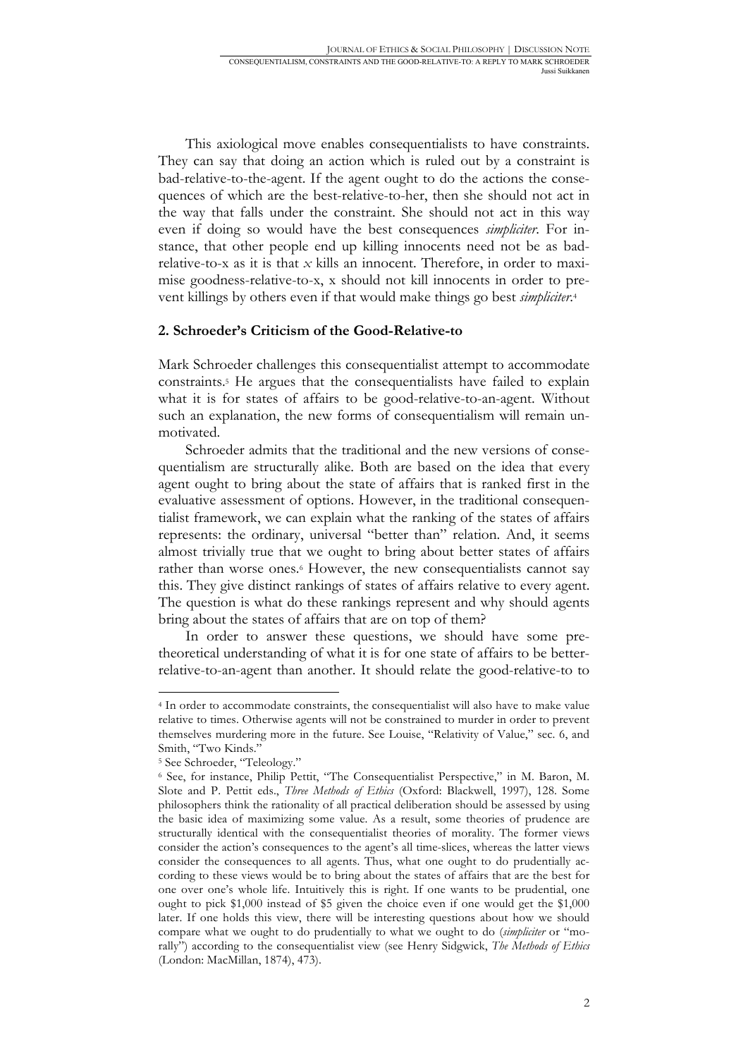This axiological move enables consequentialists to have constraints. They can say that doing an action which is ruled out by a constraint is bad-relative-to-the-agent. If the agent ought to do the actions the consequences of which are the best-relative-to-her, then she should not act in the way that falls under the constraint. She should not act in this way even if doing so would have the best consequences *simpliciter*. For instance, that other people end up killing innocents need not be as bad-relative-to-x as it is that *x* kills an innocent. Therefore, in order to maximise goodness-relative-to-x, x should not kill innocents in order to prevent killings by others even if that would make things go best *simpliciter*.[4]

## 2. Schroeder's Criticism of the Good-Relative-to

Mark Schroeder challenges this consequentialist attempt to accommodate constraints.[5] He argues that the consequentialists have failed to explain what it is for states of affairs to be good-relative-to-an-agent. Without such an explanation, the new forms of consequentialism will remain unmotivated.

Schroeder admits that the traditional and the new versions of consequentialism are structurally alike. Both are based on the idea that every agent ought to bring about the state of affairs that is ranked first in the evaluative assessment of options. However, in the traditional consequentialist framework, we can explain what the ranking of the states of affairs represents: the ordinary, universal "better than" relation. And, it seems almost trivially true that we ought to bring about better states of affairs rather than worse ones.[6] However, the new consequentialists cannot say this. They give distinct rankings of states of affairs relative to every agent. The question is what do these rankings represent and why should agents bring about the states of affairs that are on top of them?

In order to answer these questions, we should have some pre-theoretical understanding of what it is for one state of affairs to be better-relative-to-an-agent than another. It should relate the good-relative-to to

---

[4] In order to accommodate constraints, the consequentialist will also have to make value relative to times. Otherwise agents will not be constrained to murder in order to prevent themselves murdering more in the future. See Louise, "Relativity of Value," sec. 6, and Smith, "Two Kinds."

[5] See Schroeder, "Teleology."

[6] See, for instance, Philip Pettit, "The Consequentialist Perspective," in M. Baron, M. Slote and P. Pettit eds., *Three Methods of Ethics* (Oxford: Blackwell, 1997), 128. Some philosophers think the rationality of all practical deliberation should be assessed by using the basic idea of maximizing some value. As a result, some theories of prudence are structurally identical with the consequentialist theories of morality. The former views consider the action's consequences to the agent's all time-slices, whereas the latter views consider the consequences to all agents. Thus, what one ought to do prudentially according to these views would be to bring about the states of affairs that are the best for one over one's whole life. Intuitively this is right. If one wants to be prudential, one ought to pick $1,000 instead of $5 given the choice even if one would get the $1,000 later. If one holds this view, there will be interesting questions about how we should compare what we ought to do prudentially to what we ought to do (*simpliciter* or "morally") according to the consequentialist view (see Henry Sidgwick, *The Methods of Ethics* (London: MacMillan, 1874), 473).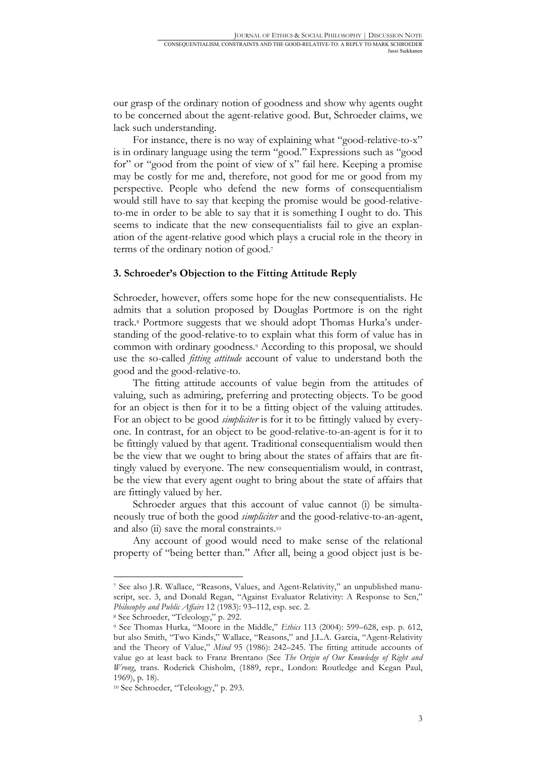our grasp of the ordinary notion of goodness and show why agents ought to be concerned about the agent-relative good. But, Schroeder claims, we lack such understanding.

For instance, there is no way of explaining what "good-relative-to-x" is in ordinary language using the term "good." Expressions such as "good for" or "good from the point of view of x" fail here. Keeping a promise may be costly for me and, therefore, not good for me or good from my perspective. People who defend the new forms of consequentialism would still have to say that keeping the promise would be good-relative-to-me in order to be able to say that it is something I ought to do. This seems to indicate that the new consequentialists fail to give an explanation of the agent-relative good which plays a crucial role in the theory in terms of the ordinary notion of good.[7]

### 3. Schroeder's Objection to the Fitting Attitude Reply

Schroeder, however, offers some hope for the new consequentialists. He admits that a solution proposed by Douglas Portmore is on the right track.[8] Portmore suggests that we should adopt Thomas Hurka's understanding of the good-relative-to to explain what this form of value has in common with ordinary goodness.[9] According to this proposal, we should use the so-called *fitting attitude* account of value to understand both the good and the good-relative-to.

The fitting attitude accounts of value begin from the attitudes of valuing, such as admiring, preferring and protecting objects. To be good for an object is then for it to be a fitting object of the valuing attitudes. For an object to be good *simpliciter* is for it to be fittingly valued by everyone. In contrast, for an object to be good-relative-to-an-agent is for it to be fittingly valued by that agent. Traditional consequentialism would then be the view that we ought to bring about the states of affairs that are fittingly valued by everyone. The new consequentialism would, in contrast, be the view that every agent ought to bring about the state of affairs that are fittingly valued by her.

Schroeder argues that this account of value cannot (i) be simultaneously true of both the good *simpliciter* and the good-relative-to-an-agent, and also (ii) save the moral constraints.[10]

Any account of good would need to make sense of the relational property of "being better than." After all, being a good object just is be-

---

[7] See also J.R. Wallace, "Reasons, Values, and Agent-Relativity," an unpublished manuscript, sec. 3, and Donald Regan, "Against Evaluator Relativity: A Response to Sen," *Philosophy and Public Affairs* 12 (1983): 93–112, esp. sec. 2.

[8] See Schroeder, "Teleology," p. 292.

[9] See Thomas Hurka, "Moore in the Middle," *Ethics* 113 (2004): 599–628, esp. p. 612, but also Smith, "Two Kinds," Wallace, "Reasons," and J.L.A. Garcia, "Agent-Relativity and the Theory of Value," *Mind* 95 (1986): 242–245. The fitting attitude accounts of value go at least back to Franz Brentano (See *The Origin of Our Knowledge of Right and Wrong*, trans. Roderick Chisholm, (1889, repr., London: Routledge and Kegan Paul, 1969), p. 18).

[10] See Schroeder, "Teleology," p. 293.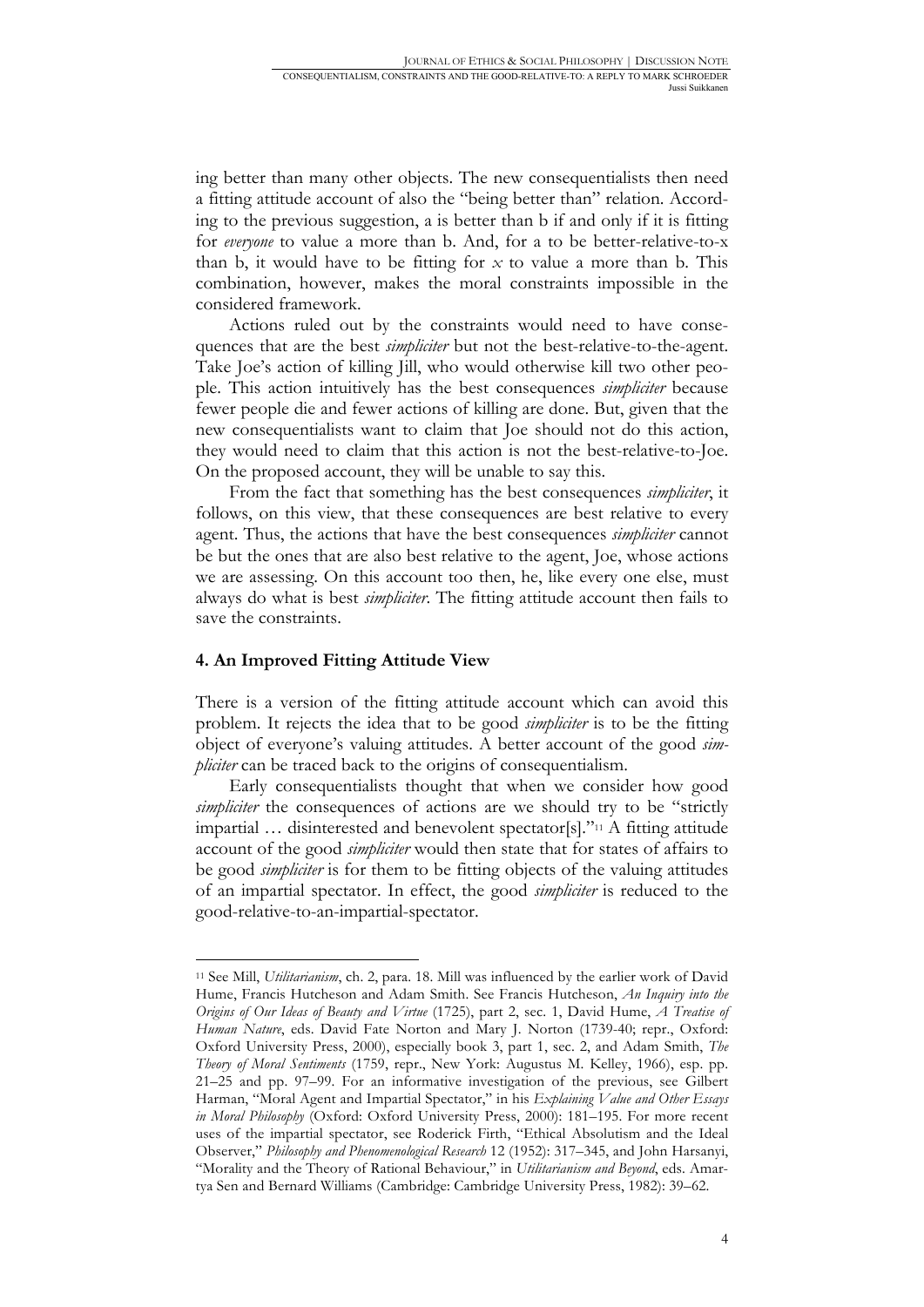ing better than many other objects. The new consequentialists then need a fitting attitude account of also the "being better than" relation. According to the previous suggestion, a is better than b if and only if it is fitting for *everyone* to value a more than b. And, for a to be better-relative-to-x than b, it would have to be fitting for *x* to value a more than b. This combination, however, makes the moral constraints impossible in the considered framework.

Actions ruled out by the constraints would need to have consequences that are the best *simpliciter* but not the best-relative-to-the-agent. Take Joe's action of killing Jill, who would otherwise kill two other people. This action intuitively has the best consequences *simpliciter* because fewer people die and fewer actions of killing are done. But, given that the new consequentialists want to claim that Joe should not do this action, they would need to claim that this action is not the best-relative-to-Joe. On the proposed account, they will be unable to say this.

From the fact that something has the best consequences *simpliciter*, it follows, on this view, that these consequences are best relative to every agent. Thus, the actions that have the best consequences *simpliciter* cannot be but the ones that are also best relative to the agent, Joe, whose actions we are assessing. On this account too then, he, like every one else, must always do what is best *simpliciter*. The fitting attitude account then fails to save the constraints.

## 4. An Improved Fitting Attitude View

There is a version of the fitting attitude account which can avoid this problem. It rejects the idea that to be good *simpliciter* is to be the fitting object of everyone's valuing attitudes. A better account of the good *simpliciter* can be traced back to the origins of consequentialism.

Early consequentialists thought that when we consider how good *simpliciter* the consequences of actions are we should try to be "strictly impartial … disinterested and benevolent spectator[s]."[11] A fitting attitude account of the good *simpliciter* would then state that for states of affairs to be good *simpliciter* is for them to be fitting objects of the valuing attitudes of an impartial spectator. In effect, the good *simpliciter* is reduced to the good-relative-to-an-impartial-spectator.

---

[11] See Mill, *Utilitarianism*, ch. 2, para. 18. Mill was influenced by the earlier work of David Hume, Francis Hutcheson and Adam Smith. See Francis Hutcheson, *An Inquiry into the Origins of Our Ideas of Beauty and Virtue* (1725), part 2, sec. 1, David Hume, *A Treatise of Human Nature*, eds. David Fate Norton and Mary J. Norton (1739-40; repr., Oxford: Oxford University Press, 2000), especially book 3, part 1, sec. 2, and Adam Smith, *The Theory of Moral Sentiments* (1759, repr., New York: Augustus M. Kelley, 1966), esp. pp. 21–25 and pp. 97–99. For an informative investigation of the previous, see Gilbert Harman, "Moral Agent and Impartial Spectator," in his *Explaining Value and Other Essays in Moral Philosophy* (Oxford: Oxford University Press, 2000): 181–195. For more recent uses of the impartial spectator, see Roderick Firth, "Ethical Absolutism and the Ideal Observer," *Philosophy and Phenomenological Research* 12 (1952): 317–345, and John Harsanyi, "Morality and the Theory of Rational Behaviour," in *Utilitarianism and Beyond*, eds. Amartya Sen and Bernard Williams (Cambridge: Cambridge University Press, 1982): 39–62.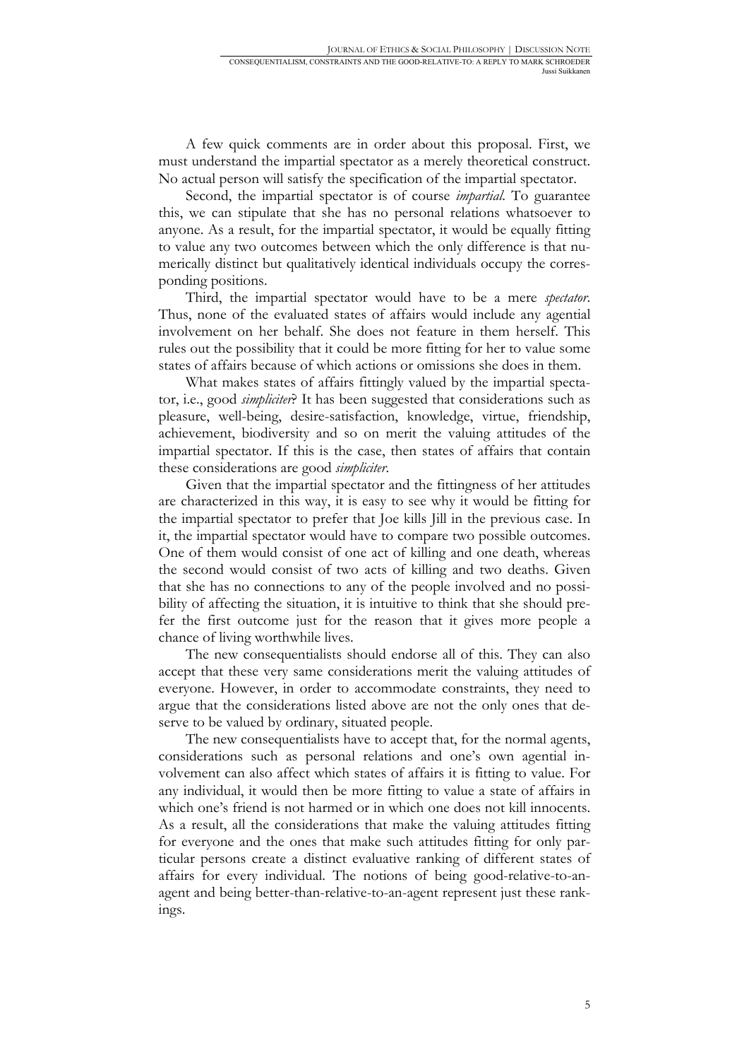A few quick comments are in order about this proposal. First, we must understand the impartial spectator as a merely theoretical construct. No actual person will satisfy the specification of the impartial spectator.

Second, the impartial spectator is of course *impartial*. To guarantee this, we can stipulate that she has no personal relations whatsoever to anyone. As a result, for the impartial spectator, it would be equally fitting to value any two outcomes between which the only difference is that numerically distinct but qualitatively identical individuals occupy the corresponding positions.

Third, the impartial spectator would have to be a mere *spectator*. Thus, none of the evaluated states of affairs would include any agential involvement on her behalf. She does not feature in them herself. This rules out the possibility that it could be more fitting for her to value some states of affairs because of which actions or omissions she does in them.

What makes states of affairs fittingly valued by the impartial spectator, i.e., good *simpliciter*? It has been suggested that considerations such as pleasure, well-being, desire-satisfaction, knowledge, virtue, friendship, achievement, biodiversity and so on merit the valuing attitudes of the impartial spectator. If this is the case, then states of affairs that contain these considerations are good *simpliciter*.

Given that the impartial spectator and the fittingness of her attitudes are characterized in this way, it is easy to see why it would be fitting for the impartial spectator to prefer that Joe kills Jill in the previous case. In it, the impartial spectator would have to compare two possible outcomes. One of them would consist of one act of killing and one death, whereas the second would consist of two acts of killing and two deaths. Given that she has no connections to any of the people involved and no possibility of affecting the situation, it is intuitive to think that she should prefer the first outcome just for the reason that it gives more people a chance of living worthwhile lives.

The new consequentialists should endorse all of this. They can also accept that these very same considerations merit the valuing attitudes of everyone. However, in order to accommodate constraints, they need to argue that the considerations listed above are not the only ones that deserve to be valued by ordinary, situated people.

The new consequentialists have to accept that, for the normal agents, considerations such as personal relations and one's own agential involvement can also affect which states of affairs it is fitting to value. For any individual, it would then be more fitting to value a state of affairs in which one's friend is not harmed or in which one does not kill innocents. As a result, all the considerations that make the valuing attitudes fitting for everyone and the ones that make such attitudes fitting for only particular persons create a distinct evaluative ranking of different states of affairs for every individual. The notions of being good-relative-to-an-agent and being better-than-relative-to-an-agent represent just these rankings.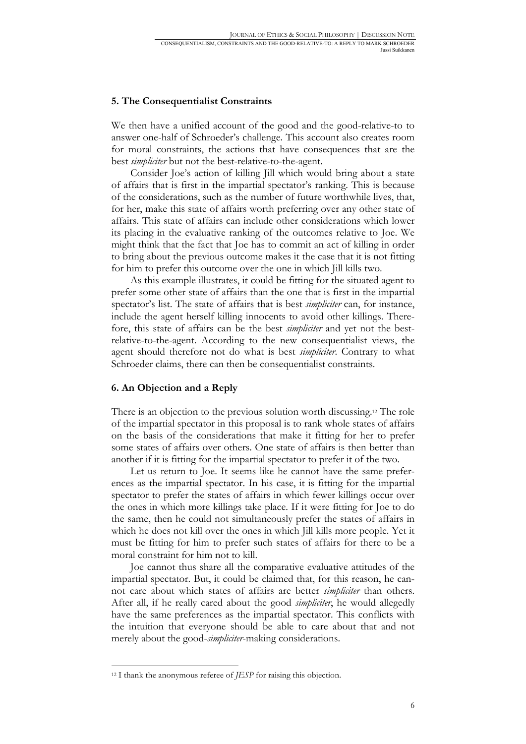## 5. The Consequentialist Constraints

We then have a unified account of the good and the good-relative-to to answer one-half of Schroeder's challenge. This account also creates room for moral constraints, the actions that have consequences that are the best *simpliciter* but not the best-relative-to-the-agent.

Consider Joe's action of killing Jill which would bring about a state of affairs that is first in the impartial spectator's ranking. This is because of the considerations, such as the number of future worthwhile lives, that, for her, make this state of affairs worth preferring over any other state of affairs. This state of affairs can include other considerations which lower its placing in the evaluative ranking of the outcomes relative to Joe. We might think that the fact that Joe has to commit an act of killing in order to bring about the previous outcome makes it the case that it is not fitting for him to prefer this outcome over the one in which Jill kills two.

As this example illustrates, it could be fitting for the situated agent to prefer some other state of affairs than the one that is first in the impartial spectator's list. The state of affairs that is best *simpliciter* can, for instance, include the agent herself killing innocents to avoid other killings. Therefore, this state of affairs can be the best *simpliciter* and yet not the best-relative-to-the-agent. According to the new consequentialist views, the agent should therefore not do what is best *simpliciter*. Contrary to what Schroeder claims, there can then be consequentialist constraints.

## 6. An Objection and a Reply

There is an objection to the previous solution worth discussing.[12] The role of the impartial spectator in this proposal is to rank whole states of affairs on the basis of the considerations that make it fitting for her to prefer some states of affairs over others. One state of affairs is then better than another if it is fitting for the impartial spectator to prefer it of the two.

Let us return to Joe. It seems like he cannot have the same preferences as the impartial spectator. In his case, it is fitting for the impartial spectator to prefer the states of affairs in which fewer killings occur over the ones in which more killings take place. If it were fitting for Joe to do the same, then he could not simultaneously prefer the states of affairs in which he does not kill over the ones in which Jill kills more people. Yet it must be fitting for him to prefer such states of affairs for there to be a moral constraint for him not to kill.

Joe cannot thus share all the comparative evaluative attitudes of the impartial spectator. But, it could be claimed that, for this reason, he cannot care about which states of affairs are better *simpliciter* than others. After all, if he really cared about the good *simpliciter*, he would allegedly have the same preferences as the impartial spectator. This conflicts with the intuition that everyone should be able to care about that and not merely about the good-*simpliciter*-making considerations.

[12] I thank the anonymous referee of *JESP* for raising this objection.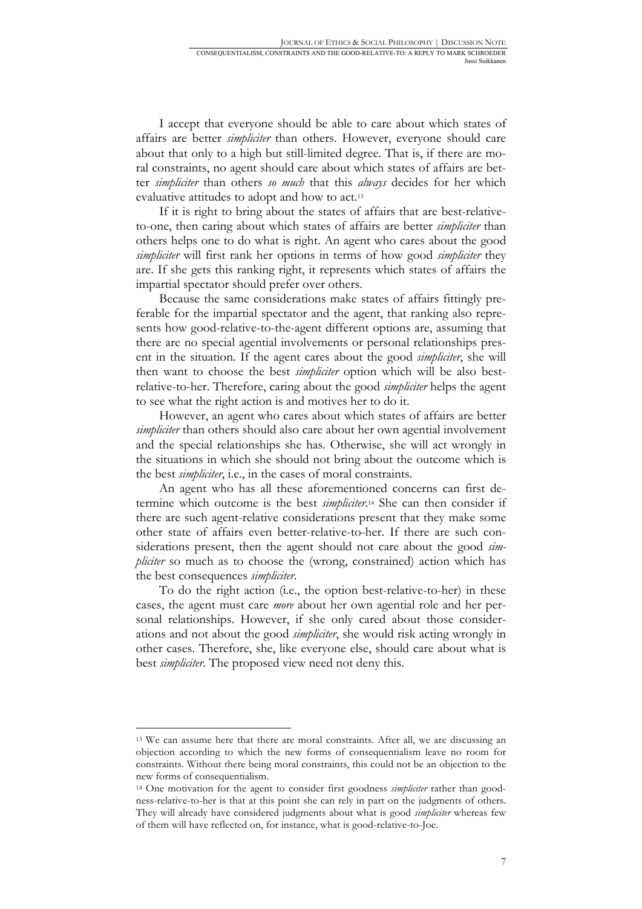I accept that everyone should be able to care about which states of affairs are better *simpliciter* than others. However, everyone should care about that only to a high but still-limited degree. That is, if there are moral constraints, no agent should care about which states of affairs are better *simpliciter* than others *so much* that this *always* decides for her which evaluative attitudes to adopt and how to act.[13]

If it is right to bring about the states of affairs that are best-relative-to-one, then caring about which states of affairs are better *simpliciter* than others helps one to do what is right. An agent who cares about the good *simpliciter* will first rank her options in terms of how good *simpliciter* they are. If she gets this ranking right, it represents which states of affairs the impartial spectator should prefer over others.

Because the same considerations make states of affairs fittingly preferable for the impartial spectator and the agent, that ranking also represents how good-relative-to-the-agent different options are, assuming that there are no special agential involvements or personal relationships present in the situation. If the agent cares about the good *simpliciter*, she will then want to choose the best *simpliciter* option which will be also best-relative-to-her. Therefore, caring about the good *simpliciter* helps the agent to see what the right action is and motives her to do it.

However, an agent who cares about which states of affairs are better *simpliciter* than others should also care about her own agential involvement and the special relationships she has. Otherwise, she will act wrongly in the situations in which she should not bring about the outcome which is the best *simpliciter*, i.e., in the cases of moral constraints.

An agent who has all these aforementioned concerns can first determine which outcome is the best *simpliciter*.[14] She can then consider if there are such agent-relative considerations present that they make some other state of affairs even better-relative-to-her. If there are such considerations present, then the agent should not care about the good *simpliciter* so much as to choose the (wrong, constrained) action which has the best consequences *simpliciter*.

To do the right action (i.e., the option best-relative-to-her) in these cases, the agent must care *more* about her own agential role and her personal relationships. However, if she only cared about those considerations and not about the good *simpliciter*, she would risk acting wrongly in other cases. Therefore, she, like everyone else, should care about what is best *simpliciter*. The proposed view need not deny this.

---

[13] We can assume here that there are moral constraints. After all, we are discussing an objection according to which the new forms of consequentialism leave no room for constraints. Without there being moral constraints, this could not be an objection to the new forms of consequentialism.

[14] One motivation for the agent to consider first goodness *simpliciter* rather than goodness-relative-to-her is that at this point she can rely in part on the judgments of others. They will already have considered judgments about what is good *simpliciter* whereas few of them will have reflected on, for instance, what is good-relative-to-Joe.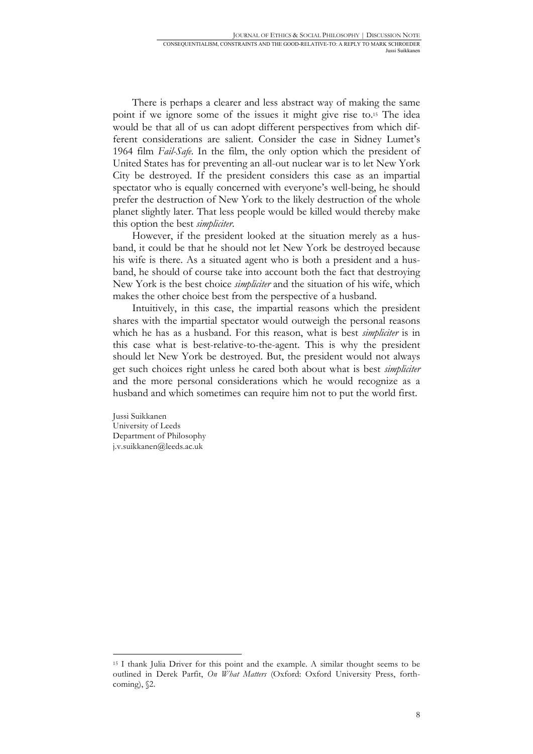There is perhaps a clearer and less abstract way of making the same point if we ignore some of the issues it might give rise to.[15] The idea would be that all of us can adopt different perspectives from which different considerations are salient. Consider the case in Sidney Lumet's 1964 film *Fail-Safe*. In the film, the only option which the president of United States has for preventing an all-out nuclear war is to let New York City be destroyed. If the president considers this case as an impartial spectator who is equally concerned with everyone's well-being, he should prefer the destruction of New York to the likely destruction of the whole planet slightly later. That less people would be killed would thereby make this option the best *simpliciter*.

However, if the president looked at the situation merely as a husband, it could be that he should not let New York be destroyed because his wife is there. As a situated agent who is both a president and a husband, he should of course take into account both the fact that destroying New York is the best choice *simpliciter* and the situation of his wife, which makes the other choice best from the perspective of a husband.

Intuitively, in this case, the impartial reasons which the president shares with the impartial spectator would outweigh the personal reasons which he has as a husband. For this reason, what is best *simpliciter* is in this case what is best-relative-to-the-agent. This is why the president should let New York be destroyed. But, the president would not always get such choices right unless he cared both about what is best *simpliciter* and the more personal considerations which he would recognize as a husband and which sometimes can require him not to put the world first.

Jussi Suikkanen  
University of Leeds  
Department of Philosophy  
j.v.suikkanen@leeds.ac.uk

---

[15] I thank Julia Driver for this point and the example. A similar thought seems to be outlined in Derek Parfit, *On What Matters* (Oxford: Oxford University Press, forthcoming), §2.